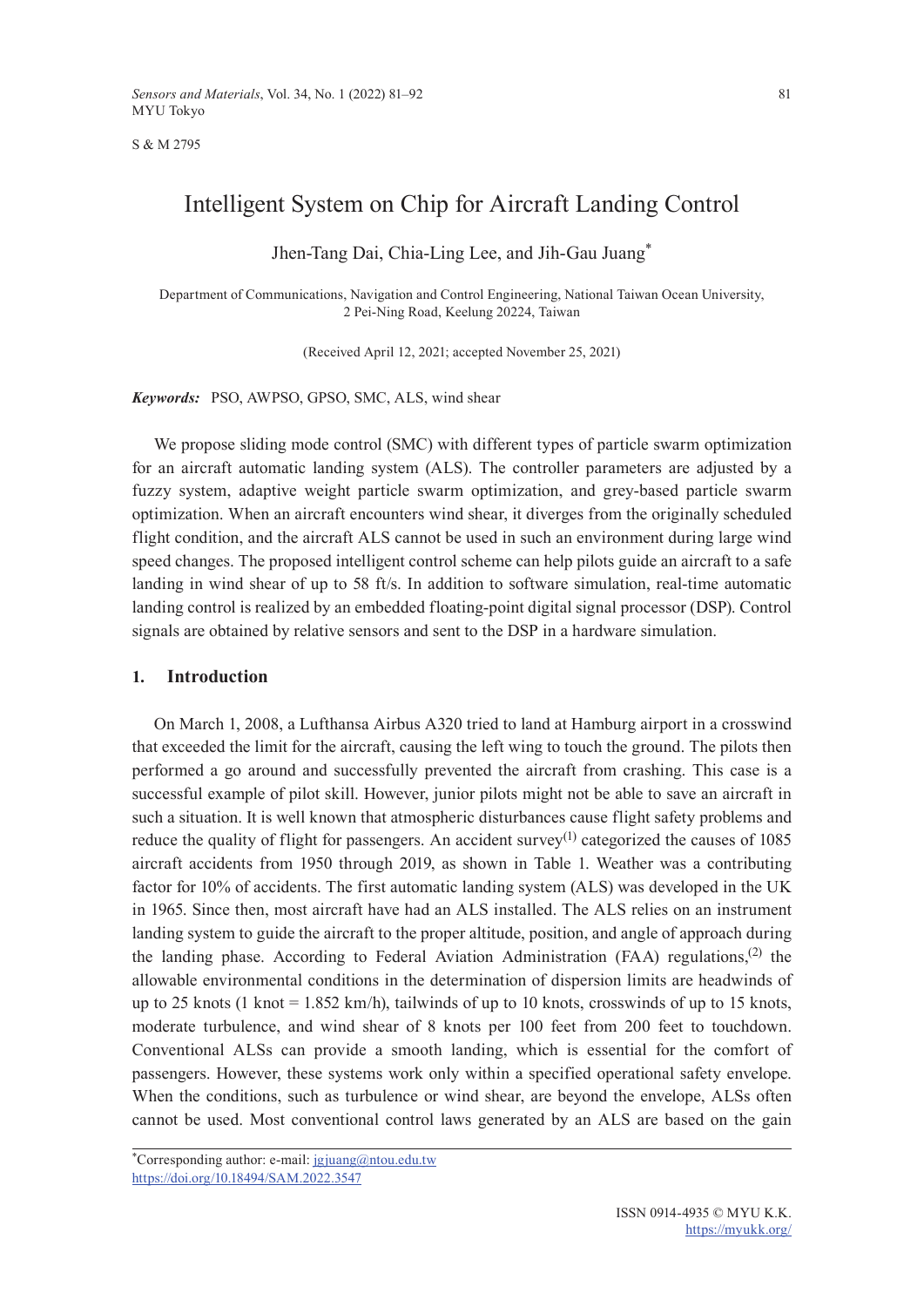S & M 2795

# Intelligent System on Chip for Aircraft Landing Control

Jhen-Tang Dai, Chia-Ling Lee, and Jih-Gau Juang*

Department of Communications, Navigation and Control Engineering, National Taiwan Ocean University, 2 Pei-Ning Road, Keelung 20224, Taiwan

(Received April 12, 2021; accepted November 25, 2021)

***Keywords:*** PSO, AWPSO, GPSO, SMC, ALS, wind shear

We propose sliding mode control (SMC) with different types of particle swarm optimization for an aircraft automatic landing system (ALS). The controller parameters are adjusted by a fuzzy system, adaptive weight particle swarm optimization, and grey-based particle swarm optimization. When an aircraft encounters wind shear, it diverges from the originally scheduled flight condition, and the aircraft ALS cannot be used in such an environment during large wind speed changes. The proposed intelligent control scheme can help pilots guide an aircraft to a safe landing in wind shear of up to 58 ft/s. In addition to software simulation, real-time automatic landing control is realized by an embedded floating-point digital signal processor (DSP). Control signals are obtained by relative sensors and sent to the DSP in a hardware simulation.

## 1. Introduction

On March 1, 2008, a Lufthansa Airbus A320 tried to land at Hamburg airport in a crosswind that exceeded the limit for the aircraft, causing the left wing to touch the ground. The pilots then performed a go around and successfully prevented the aircraft from crashing. This case is a successful example of pilot skill. However, junior pilots might not be able to save an aircraft in such a situation. It is well known that atmospheric disturbances cause flight safety problems and reduce the quality of flight for passengers. An accident survey[1] categorized the causes of 1085 aircraft accidents from 1950 through 2019, as shown in Table 1. Weather was a contributing factor for 10% of accidents. The first automatic landing system (ALS) was developed in the UK in 1965. Since then, most aircraft have had an ALS installed. The ALS relies on an instrument landing system to guide the aircraft to the proper altitude, position, and angle of approach during the landing phase. According to Federal Aviation Administration (FAA) regulations,[2] the allowable environmental conditions in the determination of dispersion limits are headwinds of up to 25 knots (1 knot = 1.852 km/h), tailwinds of up to 10 knots, crosswinds of up to 15 knots, moderate turbulence, and wind shear of 8 knots per 100 feet from 200 feet to touchdown. Conventional ALSs can provide a smooth landing, which is essential for the comfort of passengers. However, these systems work only within a specified operational safety envelope. When the conditions, such as turbulence or wind shear, are beyond the envelope, ALSs often cannot be used. Most conventional control laws generated by an ALS are based on the gain

*Corresponding author: e-mail: jgjuang@ntou.edu.tw
https://doi.org/10.18494/SAM.2022.3547

ISSN 0914-4935 © MYU K.K.
https://myukk.org/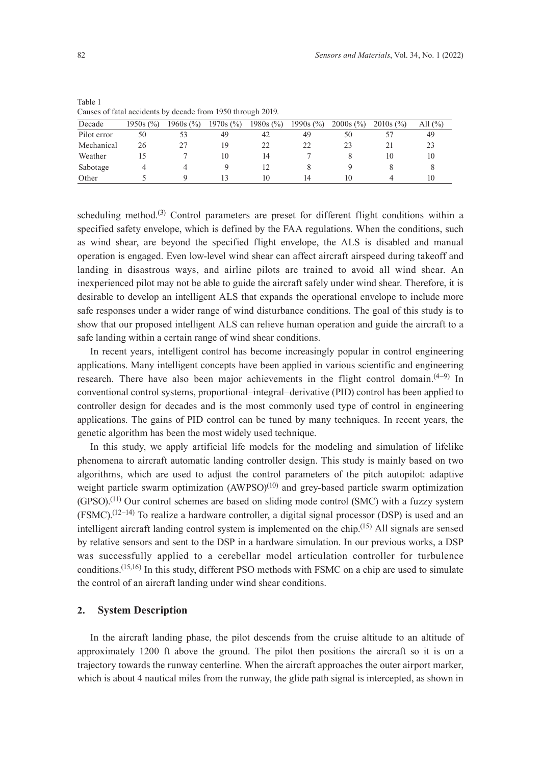Table 1
Causes of fatal accidents by decade from 1950 through 2019.

| Decade | 1950s (%) | 1960s (%) | 1970s (%) | 1980s (%) | 1990s (%) | 2000s (%) | 2010s (%) | All (%) |
|---|---|---|---|---|---|---|---|---|
| Pilot error | 50 | 53 | 49 | 42 | 49 | 50 | 57 | 49 |
| Mechanical | 26 | 27 | 19 | 22 | 22 | 23 | 21 | 23 |
| Weather | 15 | 7 | 10 | 14 | 7 | 8 | 10 | 10 |
| Sabotage | 4 | 4 | 9 | 12 | 8 | 9 | 8 | 8 |
| Other | 5 | 9 | 13 | 10 | 14 | 10 | 4 | 10 |

scheduling method.[3] Control parameters are preset for different flight conditions within a specified safety envelope, which is defined by the FAA regulations. When the conditions, such as wind shear, are beyond the specified flight envelope, the ALS is disabled and manual operation is engaged. Even low-level wind shear can affect aircraft airspeed during takeoff and landing in disastrous ways, and airline pilots are trained to avoid all wind shear. An inexperienced pilot may not be able to guide the aircraft safely under wind shear. Therefore, it is desirable to develop an intelligent ALS that expands the operational envelope to include more safe responses under a wider range of wind disturbance conditions. The goal of this study is to show that our proposed intelligent ALS can relieve human operation and guide the aircraft to a safe landing within a certain range of wind shear conditions.

In recent years, intelligent control has become increasingly popular in control engineering applications. Many intelligent concepts have been applied in various scientific and engineering research. There have also been major achievements in the flight control domain.[4–9] In conventional control systems, proportional–integral–derivative (PID) control has been applied to controller design for decades and is the most commonly used type of control in engineering applications. The gains of PID control can be tuned by many techniques. In recent years, the genetic algorithm has been the most widely used technique.

In this study, we apply artificial life models for the modeling and simulation of lifelike phenomena to aircraft automatic landing controller design. This study is mainly based on two algorithms, which are used to adjust the control parameters of the pitch autopilot: adaptive weight particle swarm optimization (AWPSO)[10] and grey-based particle swarm optimization (GPSO).[11] Our control schemes are based on sliding mode control (SMC) with a fuzzy system (FSMC).[12–14] To realize a hardware controller, a digital signal processor (DSP) is used and an intelligent aircraft landing control system is implemented on the chip.[15] All signals are sensed by relative sensors and sent to the DSP in a hardware simulation. In our previous works, a DSP was successfully applied to a cerebellar model articulation controller for turbulence conditions.[15,16] In this study, different PSO methods with FSMC on a chip are used to simulate the control of an aircraft landing under wind shear conditions.

## 2. System Description

In the aircraft landing phase, the pilot descends from the cruise altitude to an altitude of approximately 1200 ft above the ground. The pilot then positions the aircraft so it is on a trajectory towards the runway centerline. When the aircraft approaches the outer airport marker, which is about 4 nautical miles from the runway, the glide path signal is intercepted, as shown in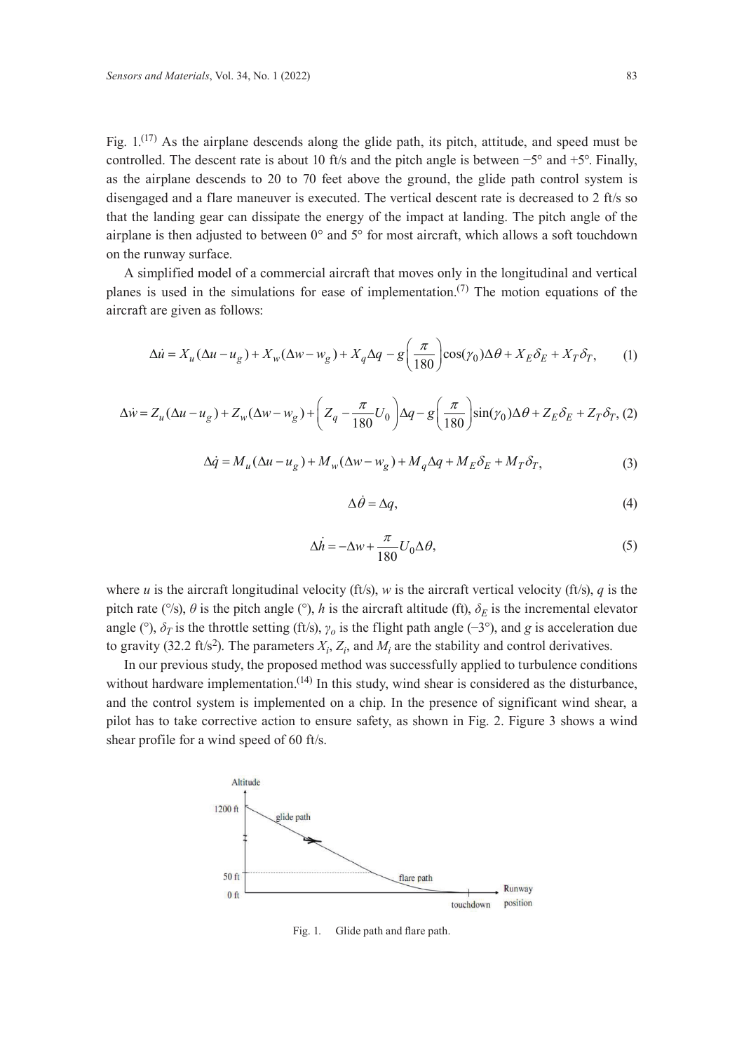Fig. 1.[17] As the airplane descends along the glide path, its pitch, attitude, and speed must be controlled. The descent rate is about 10 ft/s and the pitch angle is between −5° and +5°. Finally, as the airplane descends to 20 to 70 feet above the ground, the glide path control system is disengaged and a flare maneuver is executed. The vertical descent rate is decreased to 2 ft/s so that the landing gear can dissipate the energy of the impact at landing. The pitch angle of the airplane is then adjusted to between 0° and 5° for most aircraft, which allows a soft touchdown on the runway surface.

A simplified model of a commercial aircraft that moves only in the longitudinal and vertical planes is used in the simulations for ease of implementation.[7] The motion equations of the aircraft are given as follows:

$$\Delta\dot{u} = X_u(\Delta u - u_g) + X_w(\Delta w - w_g) + X_q\Delta q - g\left(\frac{\pi}{180}\right)\cos(\gamma_0)\Delta\theta + X_E\delta_E + X_T\delta_T, \quad (1)$$

$$\Delta\dot{w} = Z_u(\Delta u - u_g) + Z_w(\Delta w - w_g) + \left(Z_q - \frac{\pi}{180}U_0\right)\Delta q - g\left(\frac{\pi}{180}\right)\sin(\gamma_0)\Delta\theta + Z_E\delta_E + Z_T\delta_T, \quad (2)$$

$$\Delta\dot{q} = M_u(\Delta u - u_g) + M_w(\Delta w - w_g) + M_q\Delta q + M_E\delta_E + M_T\delta_T, \quad (3)$$

$$\Delta\dot{\theta} = \Delta q, \quad (4)$$

$$\Delta\dot{h} = -\Delta w + \frac{\pi}{180}U_0\Delta\theta, \quad (5)$$

where $u$ is the aircraft longitudinal velocity (ft/s), $w$ is the aircraft vertical velocity (ft/s), $q$ is the pitch rate (°/s), $\theta$ is the pitch angle (°), $h$ is the aircraft altitude (ft), $\delta_E$ is the incremental elevator angle (°), $\delta_T$ is the throttle setting (ft/s), $\gamma_o$ is the flight path angle (−3°), and $g$ is acceleration due to gravity (32.2 ft/s$^2$). The parameters $X_i$, $Z_i$, and $M_i$ are the stability and control derivatives.

In our previous study, the proposed method was successfully applied to turbulence conditions without hardware implementation.[14] In this study, wind shear is considered as the disturbance, and the control system is implemented on a chip. In the presence of significant wind shear, a pilot has to take corrective action to ensure safety, as shown in Fig. 2. Figure 3 shows a wind shear profile for a wind speed of 60 ft/s.

Fig. 1. Glide path and flare path.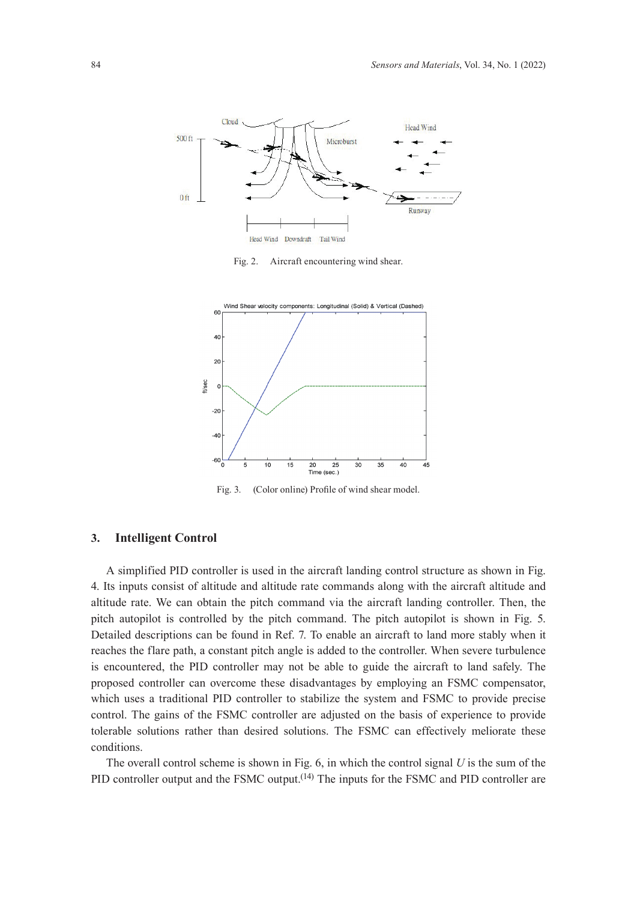Fig. 2. Aircraft encountering wind shear.

Fig. 3. (Color online) Profile of wind shear model.

## 3. Intelligent Control

A simplified PID controller is used in the aircraft landing control structure as shown in Fig. 4. Its inputs consist of altitude and altitude rate commands along with the aircraft altitude and altitude rate. We can obtain the pitch command via the aircraft landing controller. Then, the pitch autopilot is controlled by the pitch command. The pitch autopilot is shown in Fig. 5. Detailed descriptions can be found in Ref. 7. To enable an aircraft to land more stably when it reaches the flare path, a constant pitch angle is added to the controller. When severe turbulence is encountered, the PID controller may not be able to guide the aircraft to land safely. The proposed controller can overcome these disadvantages by employing an FSMC compensator, which uses a traditional PID controller to stabilize the system and FSMC to provide precise control. The gains of the FSMC controller are adjusted on the basis of experience to provide tolerable solutions rather than desired solutions. The FSMC can effectively meliorate these conditions.

The overall control scheme is shown in Fig. 6, in which the control signal $U$ is the sum of the PID controller output and the FSMC output.[14] The inputs for the FSMC and PID controller are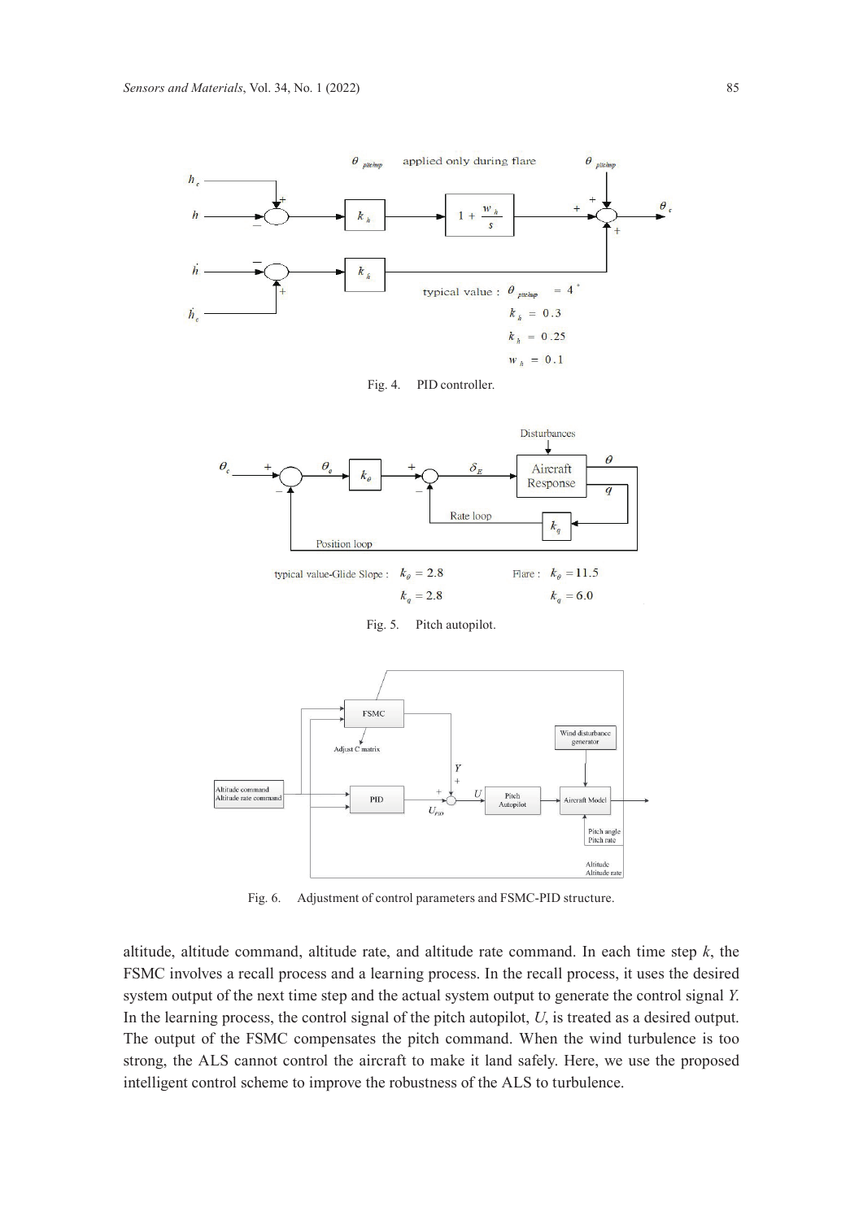Fig. 4. PID controller.

Fig. 5. Pitch autopilot.

Fig. 6. Adjustment of control parameters and FSMC-PID structure.

altitude, altitude command, altitude rate, and altitude rate command. In each time step $k$, the FSMC involves a recall process and a learning process. In the recall process, it uses the desired system output of the next time step and the actual system output to generate the control signal $Y$. In the learning process, the control signal of the pitch autopilot, $U$, is treated as a desired output. The output of the FSMC compensates the pitch command. When the wind turbulence is too strong, the ALS cannot control the aircraft to make it land safely. Here, we use the proposed intelligent control scheme to improve the robustness of the ALS to turbulence.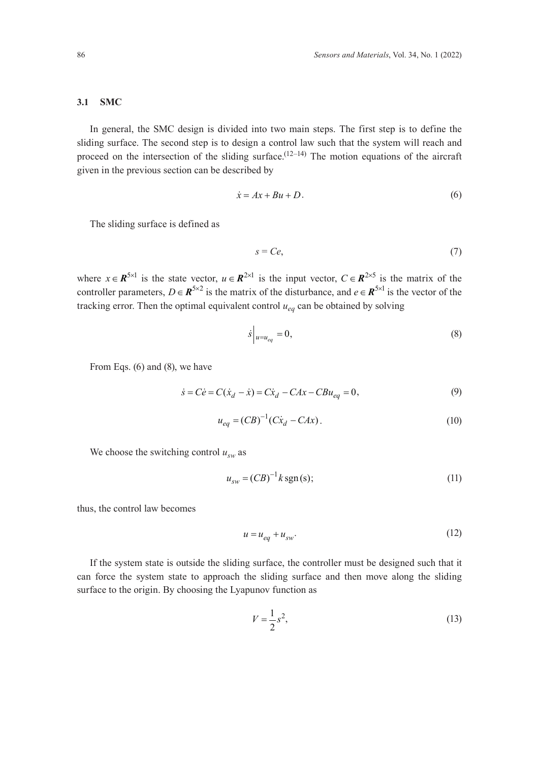### 3.1 SMC

In general, the SMC design is divided into two main steps. The first step is to define the sliding surface. The second step is to design a control law such that the system will reach and proceed on the intersection of the sliding surface.[12–14] The motion equations of the aircraft given in the previous section can be described by

$$\dot{x} = Ax + Bu + D. \tag{6}$$

The sliding surface is defined as

$$s = Ce, \tag{7}$$

where $x \in \boldsymbol{R}^{5\times1}$ is the state vector, $u \in \boldsymbol{R}^{2\times1}$ is the input vector, $C \in \boldsymbol{R}^{2\times5}$ is the matrix of the controller parameters, $D \in \boldsymbol{R}^{5\times2}$ is the matrix of the disturbance, and $e \in \boldsymbol{R}^{5\times1}$ is the vector of the tracking error. Then the optimal equivalent control $u_{eq}$ can be obtained by solving

$$\dot{s}\Big|_{u=u_{eq}} = 0, \tag{8}$$

From Eqs. (6) and (8), we have

$$\dot{s} = C\dot{e} = C(\dot{x}_d - \dot{x}) = C\dot{x}_d - CAx - CBu_{eq} = 0, \tag{9}$$

$$u_{eq} = (CB)^{-1}(C\dot{x}_d - CAx). \tag{10}$$

We choose the switching control $u_{sw}$ as

$$u_{sw} = (CB)^{-1} k \,\mathrm{sgn}(\mathrm{s}); \tag{11}$$

thus, the control law becomes

$$u = u_{eq} + u_{sw}. \tag{12}$$

If the system state is outside the sliding surface, the controller must be designed such that it can force the system state to approach the sliding surface and then move along the sliding surface to the origin. By choosing the Lyapunov function as

$$V = \frac{1}{2}s^2, \tag{13}$$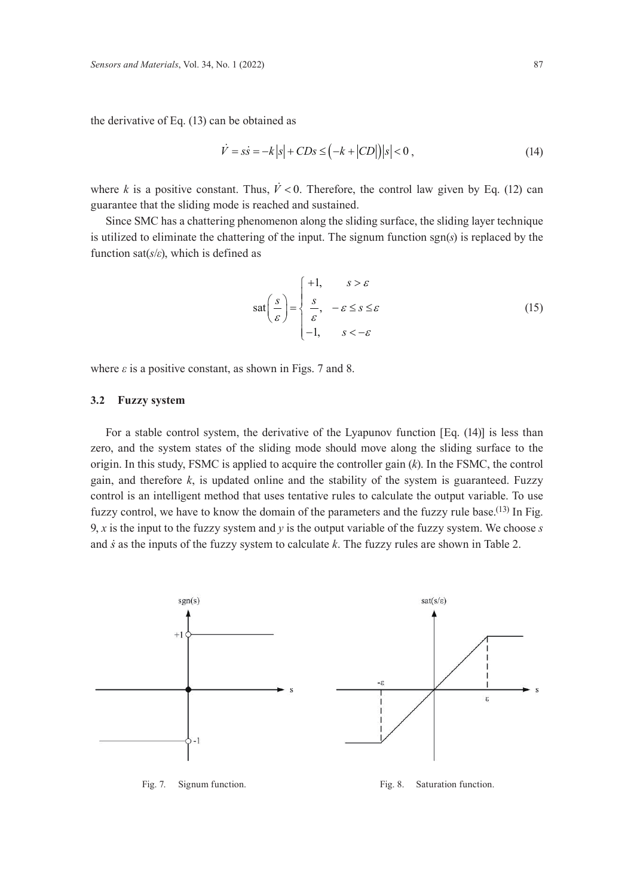the derivative of Eq. (13) can be obtained as

$$\dot{V} = s\dot{s} = -k\left|s\right| + CDs \leq \left(-k + \left|CD\right|\right)\left|s\right| < 0\,, \tag{14}$$

where $k$ is a positive constant. Thus, $\dot{V} < 0$. Therefore, the control law given by Eq. (12) can guarantee that the sliding mode is reached and sustained.

Since SMC has a chattering phenomenon along the sliding surface, the sliding layer technique is utilized to eliminate the chattering of the input. The signum function sgn($s$) is replaced by the function sat($s$/$\varepsilon$), which is defined as

$$\text{sat}\left(\frac{s}{\varepsilon}\right) = \begin{cases} +1, & s > \varepsilon \\ \dfrac{s}{\varepsilon}, & -\varepsilon \leq s \leq \varepsilon \\ -1, & s < -\varepsilon \end{cases} \tag{15}$$

where $\varepsilon$ is a positive constant, as shown in Figs. 7 and 8.

### 3.2 Fuzzy system

For a stable control system, the derivative of the Lyapunov function [Eq. (14)] is less than zero, and the system states of the sliding mode should move along the sliding surface to the origin. In this study, FSMC is applied to acquire the controller gain ($k$). In the FSMC, the control gain, and therefore $k$, is updated online and the stability of the system is guaranteed. Fuzzy control is an intelligent method that uses tentative rules to calculate the output variable. To use fuzzy control, we have to know the domain of the parameters and the fuzzy rule base.[13] In Fig. 9, $x$ is the input to the fuzzy system and $y$ is the output variable of the fuzzy system. We choose $s$ and $\dot{s}$ as the inputs of the fuzzy system to calculate $k$. The fuzzy rules are shown in Table 2.

Fig. 7. Signum function.

Fig. 8. Saturation function.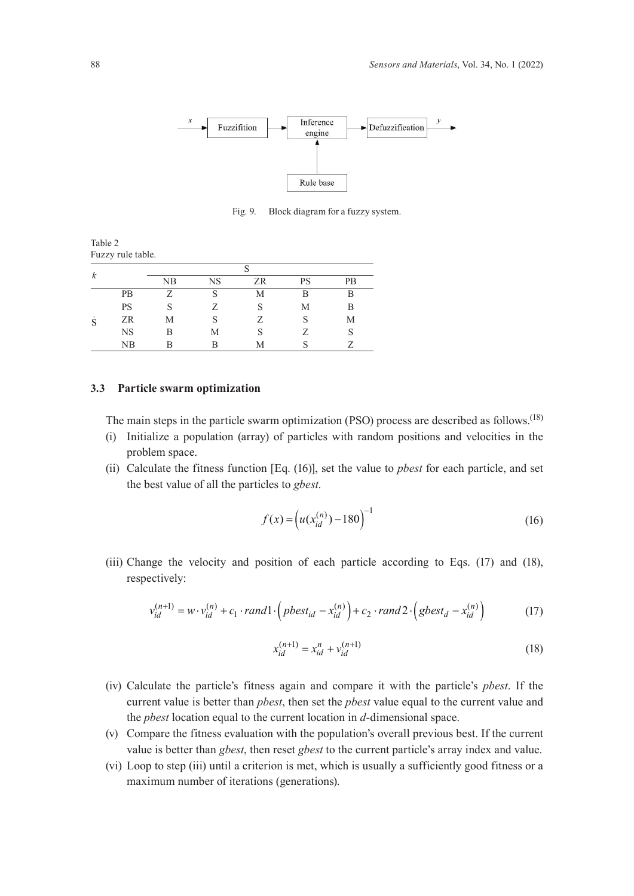Fig. 9.  Block diagram for a fuzzy system.

Table 2
Fuzzy rule table.

| $k$ | | S | | | | |
|---|---|---|---|---|---|---|
| | | NB | NS | ZR | PS | PB |
| $\dot{S}$ | PB | Z | S | M | B | B |
| | PS | S | Z | S | M | B |
| | ZR | M | S | Z | S | M |
| | NS | B | M | S | Z | S |
| | NB | B | B | M | S | Z |

### 3.3 Particle swarm optimization

The main steps in the particle swarm optimization (PSO) process are described as follows.[18]

(i) Initialize a population (array) of particles with random positions and velocities in the problem space.

(ii) Calculate the fitness function [Eq. (16)], set the value to *pbest* for each particle, and set the best value of all the particles to *gbest*.

$$f(x) = \left(u(x_{id}^{(n)}) - 180\right)^{-1} \tag{16}$$

(iii) Change the velocity and position of each particle according to Eqs. (17) and (18), respectively:

$$v_{id}^{(n+1)} = w \cdot v_{id}^{(n)} + c_1 \cdot rand1 \cdot \left(pbest_{id} - x_{id}^{(n)}\right) + c_2 \cdot rand2 \cdot \left(gbest_d - x_{id}^{(n)}\right) \tag{17}$$

$$x_{id}^{(n+1)} = x_{id}^{n} + v_{id}^{(n+1)} \tag{18}$$

(iv) Calculate the particle's fitness again and compare it with the particle's *pbest*. If the current value is better than *pbest*, then set the *pbest* value equal to the current value and the *pbest* location equal to the current location in *d*-dimensional space.

(v) Compare the fitness evaluation with the population's overall previous best. If the current value is better than *gbest*, then reset *gbest* to the current particle's array index and value.

(vi) Loop to step (iii) until a criterion is met, which is usually a sufficiently good fitness or a maximum number of iterations (generations).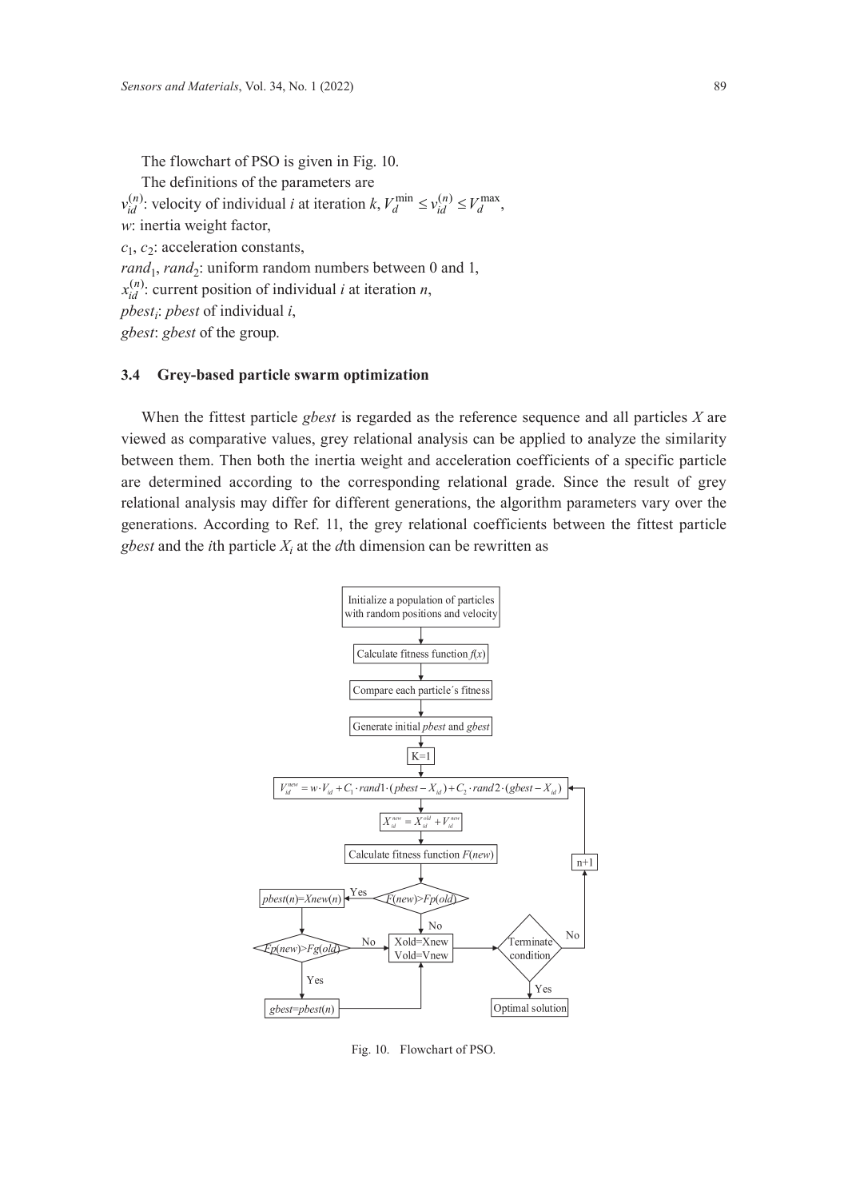The flowchart of PSO is given in Fig. 10.

The definitions of the parameters are

$v_{id}^{(n)}$: velocity of individual *i* at iteration *k*, $V_d^{\min} \leq v_{id}^{(n)} \leq V_d^{\max}$,

*w*: inertia weight factor,

$c_1$, $c_2$: acceleration constants,

$rand_1$, $rand_2$: uniform random numbers between 0 and 1,

$x_{id}^{(n)}$: current position of individual *i* at iteration *n*,

$pbest_i$: *pbest* of individual *i*,

*gbest*: *gbest* of the group.

### 3.4 Grey-based particle swarm optimization

When the fittest particle *gbest* is regarded as the reference sequence and all particles *X* are viewed as comparative values, grey relational analysis can be applied to analyze the similarity between them. Then both the inertia weight and acceleration coefficients of a specific particle are determined according to the corresponding relational grade. Since the result of grey relational analysis may differ for different generations, the algorithm parameters vary over the generations. According to Ref. 11, the grey relational coefficients between the fittest particle *gbest* and the *i*th particle $X_i$ at the *d*th dimension can be rewritten as

Fig. 10. Flowchart of PSO.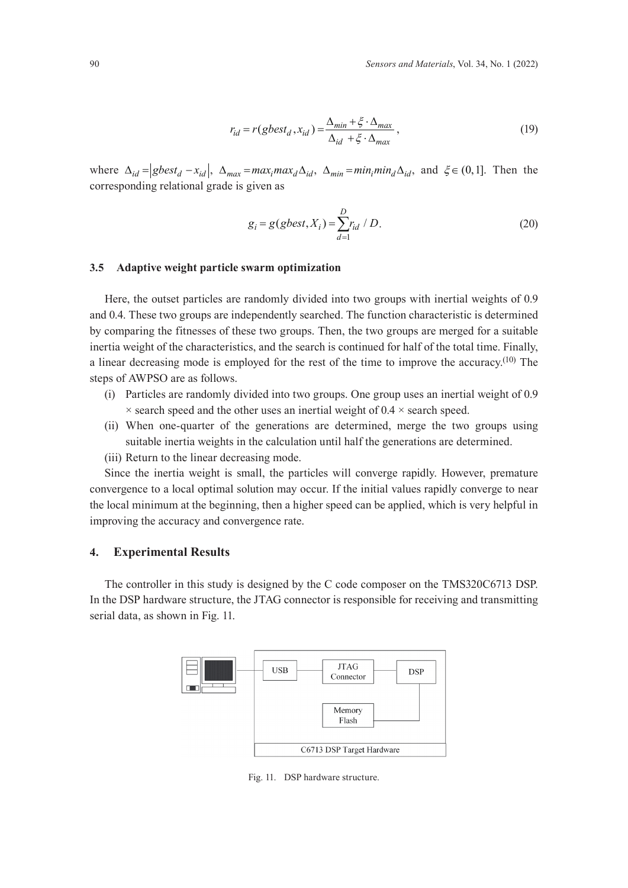$$r_{id} = r(gbest_d, x_{id}) = \frac{\Delta_{min} + \xi \cdot \Delta_{max}}{\Delta_{id} + \xi \cdot \Delta_{max}}, \tag{19}$$

where $\Delta_{id} = \left| gbest_d - x_{id} \right|$, $\Delta_{max} = max_i max_d \Delta_{id}$, $\Delta_{min} = min_i min_d \Delta_{id}$, and $\xi \in (0,1]$. Then the corresponding relational grade is given as

$$g_i = g(gbest, X_i) = \sum_{d=1}^{D} r_{id} \,/\, D. \tag{20}$$

### 3.5 Adaptive weight particle swarm optimization

Here, the outset particles are randomly divided into two groups with inertial weights of 0.9 and 0.4. These two groups are independently searched. The function characteristic is determined by comparing the fitnesses of these two groups. Then, the two groups are merged for a suitable inertia weight of the characteristics, and the search is continued for half of the total time. Finally, a linear decreasing mode is employed for the rest of the time to improve the accuracy.[10] The steps of AWPSO are as follows.

(i) Particles are randomly divided into two groups. One group uses an inertial weight of 0.9 × search speed and the other uses an inertial weight of 0.4 × search speed.

(ii) When one-quarter of the generations are determined, merge the two groups using suitable inertia weights in the calculation until half the generations are determined.

(iii) Return to the linear decreasing mode.

Since the inertia weight is small, the particles will converge rapidly. However, premature convergence to a local optimal solution may occur. If the initial values rapidly converge to near the local minimum at the beginning, then a higher speed can be applied, which is very helpful in improving the accuracy and convergence rate.

## 4. Experimental Results

The controller in this study is designed by the C code composer on the TMS320C6713 DSP. In the DSP hardware structure, the JTAG connector is responsible for receiving and transmitting serial data, as shown in Fig. 11.

Fig. 11. DSP hardware structure.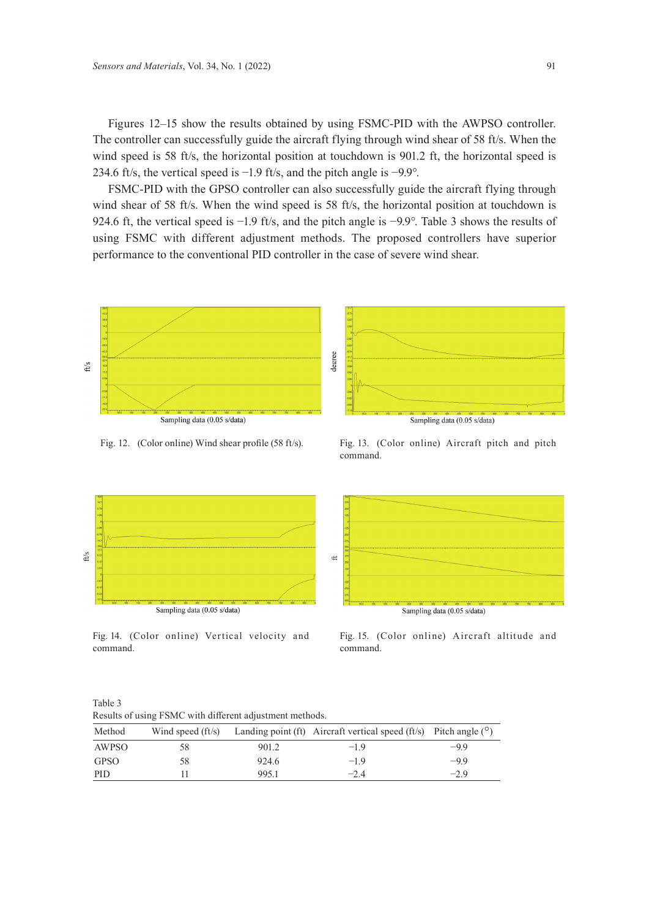Figures 12–15 show the results obtained by using FSMC-PID with the AWPSO controller. The controller can successfully guide the aircraft flying through wind shear of 58 ft/s. When the wind speed is 58 ft/s, the horizontal position at touchdown is 901.2 ft, the horizontal speed is 234.6 ft/s, the vertical speed is −1.9 ft/s, and the pitch angle is −9.9°.

FSMC-PID with the GPSO controller can also successfully guide the aircraft flying through wind shear of 58 ft/s. When the wind speed is 58 ft/s, the horizontal position at touchdown is 924.6 ft, the vertical speed is −1.9 ft/s, and the pitch angle is −9.9°. Table 3 shows the results of using FSMC with different adjustment methods. The proposed controllers have superior performance to the conventional PID controller in the case of severe wind shear.

Fig. 12. (Color online) Wind shear profile (58 ft/s).

Fig. 13. (Color online) Aircraft pitch and pitch command.

Fig. 14. (Color online) Vertical velocity and command.

Fig. 15. (Color online) Aircraft altitude and command.

Table 3
Results of using FSMC with different adjustment methods.

| Method | Wind speed (ft/s) | Landing point (ft) | Aircraft vertical speed (ft/s) | Pitch angle (°) |
|---|---|---|---|---|
| AWPSO | 58 | 901.2 | −1.9 | −9.9 |
| GPSO | 58 | 924.6 | −1.9 | −9.9 |
| PID | 11 | 995.1 | −2.4 | −2.9 |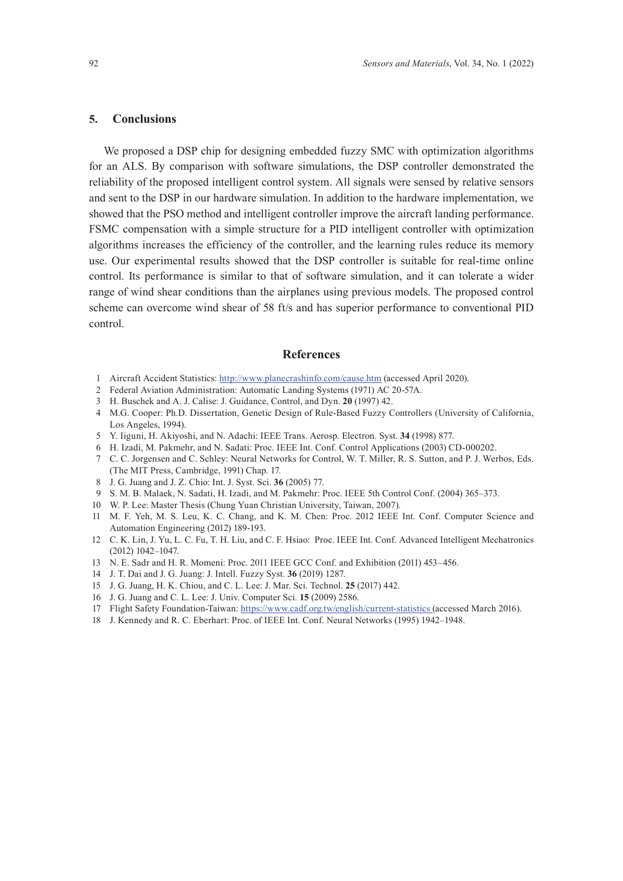## 5. Conclusions

We proposed a DSP chip for designing embedded fuzzy SMC with optimization algorithms for an ALS. By comparison with software simulations, the DSP controller demonstrated the reliability of the proposed intelligent control system. All signals were sensed by relative sensors and sent to the DSP in our hardware simulation. In addition to the hardware implementation, we showed that the PSO method and intelligent controller improve the aircraft landing performance. FSMC compensation with a simple structure for a PID intelligent controller with optimization algorithms increases the efficiency of the controller, and the learning rules reduce its memory use. Our experimental results showed that the DSP controller is suitable for real-time online control. Its performance is similar to that of software simulation, and it can tolerate a wider range of wind shear conditions than the airplanes using previous models. The proposed control scheme can overcome wind shear of 58 ft/s and has superior performance to conventional PID control.

## References

1. Aircraft Accident Statistics: http://www.planecrashinfo.com/cause.htm (accessed April 2020).
2. Federal Aviation Administration: Automatic Landing Systems (1971) AC 20-57A.
3. H. Buschek and A. J. Calise: J. Guidance, Control, and Dyn. **20** (1997) 42.
4. M.G. Cooper: Ph.D. Dissertation, Genetic Design of Rule-Based Fuzzy Controllers (University of California, Los Angeles, 1994).
5. Y. Iiguni, H. Akiyoshi, and N. Adachi: IEEE Trans. Aerosp. Electron. Syst. **34** (1998) 877.
6. H. Izadi, M. Pakmehr, and N. Sadati: Proc. IEEE Int. Conf. Control Applications (2003) CD-000202.
7. C. C. Jorgensen and C. Schley: Neural Networks for Control, W. T. Miller, R. S. Sutton, and P. J. Werbos, Eds. (The MIT Press, Cambridge, 1991) Chap. 17.
8. J. G. Juang and J. Z. Chio: Int. J. Syst. Sci. **36** (2005) 77.
9. S. M. B. Malaek, N. Sadati, H. Izadi, and M. Pakmehr: Proc. IEEE 5th Control Conf. (2004) 365–373.
10. W. P. Lee: Master Thesis (Chung Yuan Christian University, Taiwan, 2007).
11. M. F. Yeh, M. S. Leu, K. C. Chang, and K. M. Chen: Proc. 2012 IEEE Int. Conf. Computer Science and Automation Engineering (2012) 189-193.
12. C. K. Lin, J. Yu, L. C. Fu, T. H. Liu, and C. F. Hsiao: Proc. IEEE Int. Conf. Advanced Intelligent Mechatronics (2012) 1042–1047.
13. N. E. Sadr and H. R. Momeni: Proc. 2011 IEEE GCC Conf. and Exhibition (2011) 453–456.
14. J. T. Dai and J. G. Juang: J. Intell. Fuzzy Syst. **36** (2019) 1287.
15. J. G. Juang, H. K. Chiou, and C. L. Lee: J. Mar. Sci. Technol. **25** (2017) 442.
16. J. G. Juang and C. L. Lee: J. Univ. Computer Sci. **15** (2009) 2586.
17. Flight Safety Foundation-Taiwan: https://www.cadf.org.tw/english/current-statistics (accessed March 2016).
18. J. Kennedy and R. C. Eberhart: Proc. of IEEE Int. Conf. Neural Networks (1995) 1942–1948.